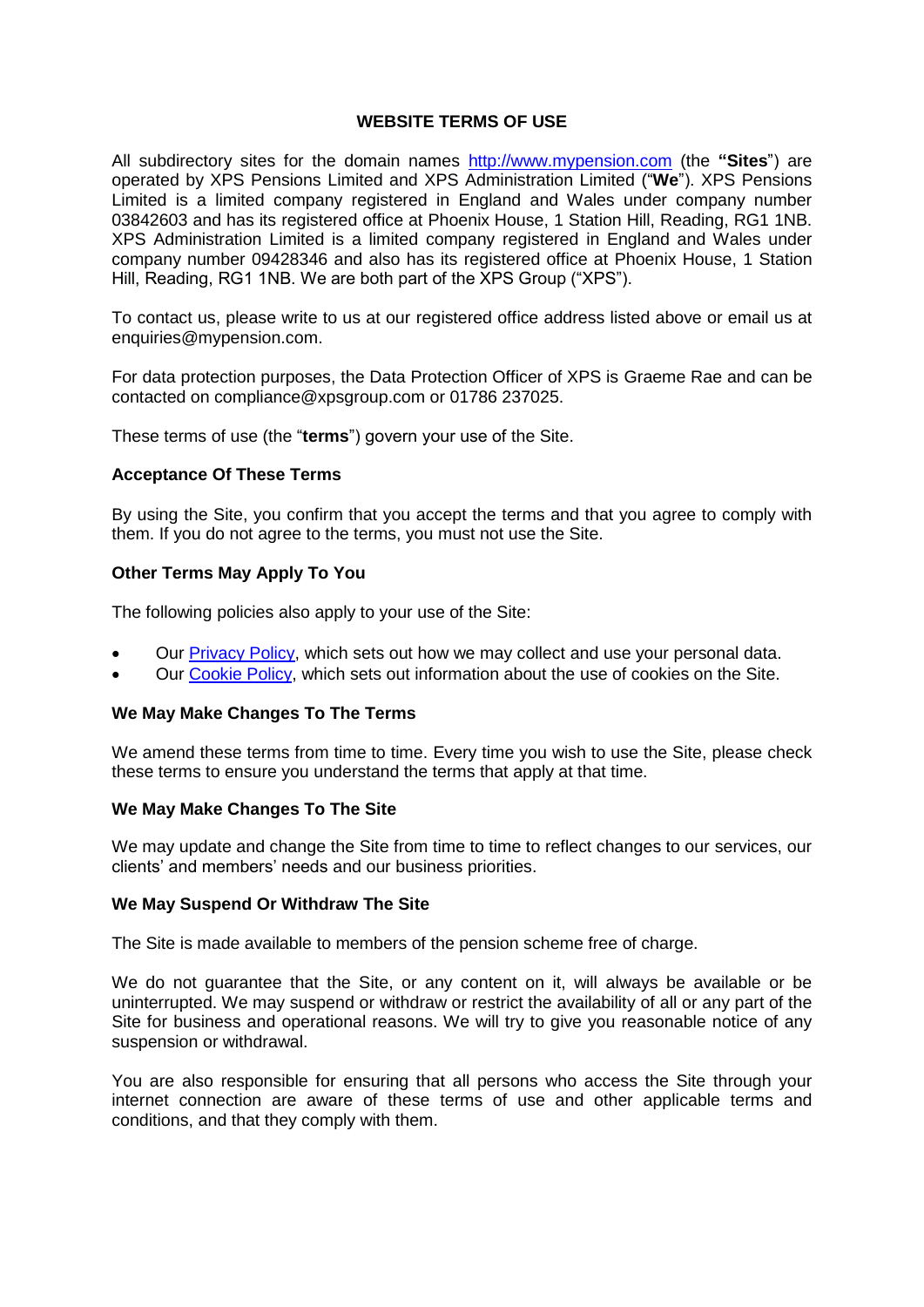# WEBSITE TERMS OF USE

All subdirectory sites for the domain names [http://www.mypension.com](http://www.mypension.com) (the **"Sites**") are operated by XPS Pensions Limited and XPS Administration Limited ("**We**"). XPS Pensions Limited is a limited company registered in England and Wales under company number 03842603 and has its registered office at Phoenix House, 1 Station Hill, Reading, RG1 1NB. XPS Administration Limited is a limited company registered in England and Wales under company number 09428346 and also has its registered office at Phoenix House, 1 Station Hill, Reading, RG1 1NB. We are both part of the XPS Group ("XPS").

To contact us, please write to us at our registered office address listed above or email us at enquiries@mypension.com.

For data protection purposes, the Data Protection Officer of XPS is Graeme Rae and can be contacted on compliance@xpsgroup.com or 01786 237025.

These terms of use (the "**terms**") govern your use of the Site.

## Acceptance Of These Terms

By using the Site, you confirm that you accept the terms and that you agree to comply with them. If you do not agree to the terms, you must not use the Site.

## Other Terms May Apply To You

The following policies also apply to your use of the Site:

- Our Privacy Policy, which sets out how we may collect and use your personal data.
- Our Cookie Policy, which sets out information about the use of cookies on the Site.

## We May Make Changes To The Terms

We amend these terms from time to time. Every time you wish to use the Site, please check these terms to ensure you understand the terms that apply at that time.

## We May Make Changes To The Site

We may update and change the Site from time to time to reflect changes to our services, our clients' and members' needs and our business priorities.

## We May Suspend Or Withdraw The Site

The Site is made available to members of the pension scheme free of charge.

We do not guarantee that the Site, or any content on it, will always be available or be uninterrupted. We may suspend or withdraw or restrict the availability of all or any part of the Site for business and operational reasons. We will try to give you reasonable notice of any suspension or withdrawal.

You are also responsible for ensuring that all persons who access the Site through your internet connection are aware of these terms of use and other applicable terms and conditions, and that they comply with them.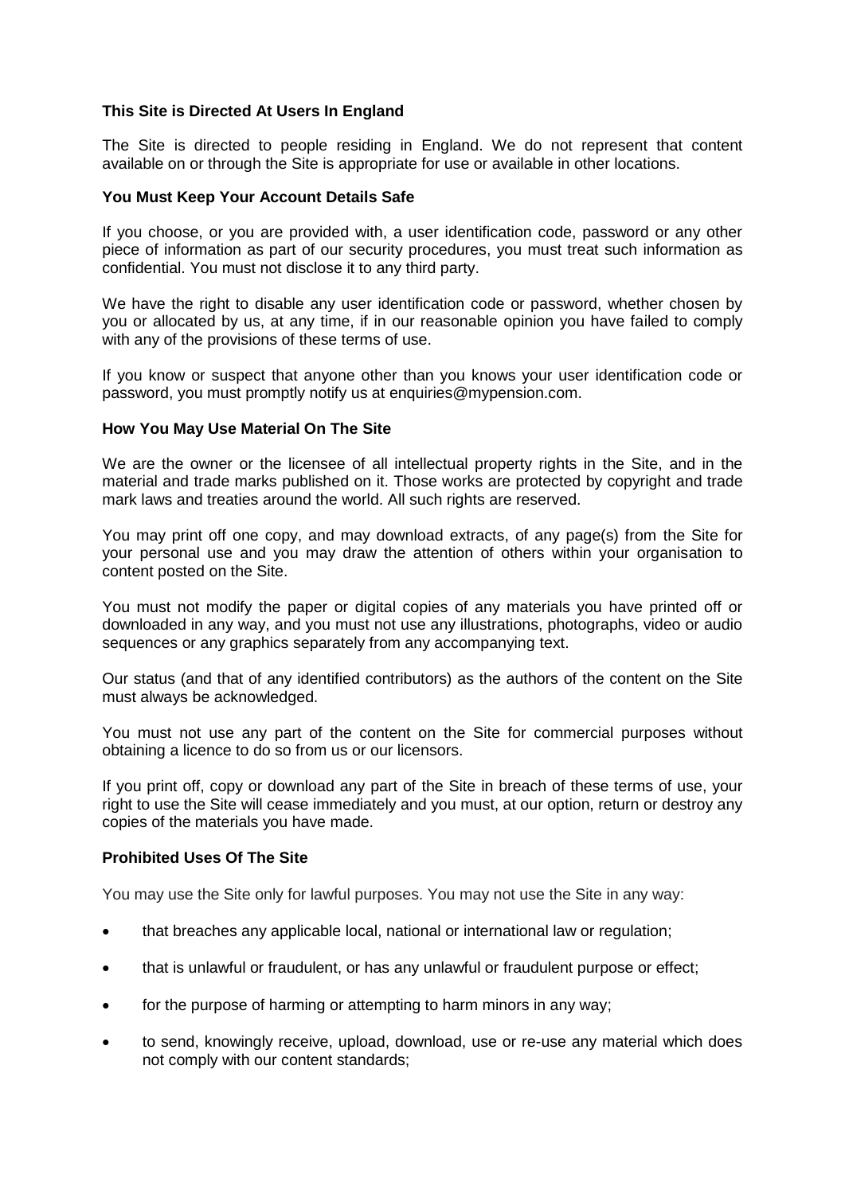**This Site is Directed At Users In England**

The Site is directed to people residing in England. We do not represent that content available on or through the Site is appropriate for use or available in other locations.

**You Must Keep Your Account Details Safe**

If you choose, or you are provided with, a user identification code, password or any other piece of information as part of our security procedures, you must treat such information as confidential. You must not disclose it to any third party.

We have the right to disable any user identification code or password, whether chosen by you or allocated by us, at any time, if in our reasonable opinion you have failed to comply with any of the provisions of these terms of use.

If you know or suspect that anyone other than you knows your user identification code or password, you must promptly notify us at enquiries@mypension.com.

**How You May Use Material On The Site**

We are the owner or the licensee of all intellectual property rights in the Site, and in the material and trade marks published on it. Those works are protected by copyright and trade mark laws and treaties around the world. All such rights are reserved.

You may print off one copy, and may download extracts, of any page(s) from the Site for your personal use and you may draw the attention of others within your organisation to content posted on the Site.

You must not modify the paper or digital copies of any materials you have printed off or downloaded in any way, and you must not use any illustrations, photographs, video or audio sequences or any graphics separately from any accompanying text.

Our status (and that of any identified contributors) as the authors of the content on the Site must always be acknowledged.

You must not use any part of the content on the Site for commercial purposes without obtaining a licence to do so from us or our licensors.

If you print off, copy or download any part of the Site in breach of these terms of use, your right to use the Site will cease immediately and you must, at our option, return or destroy any copies of the materials you have made.

**Prohibited Uses Of The Site**

You may use the Site only for lawful purposes. You may not use the Site in any way:

- that breaches any applicable local, national or international law or regulation;
- that is unlawful or fraudulent, or has any unlawful or fraudulent purpose or effect;
- for the purpose of harming or attempting to harm minors in any way;
- to send, knowingly receive, upload, download, use or re-use any material which does not comply with our content standards;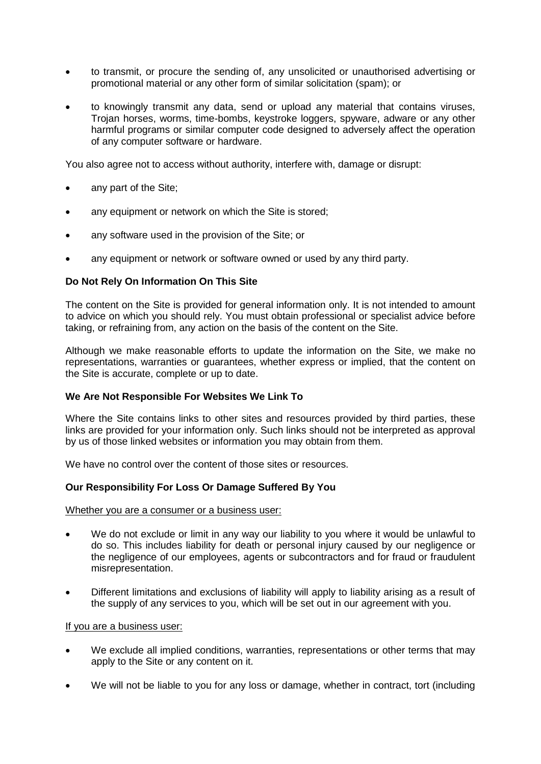- to transmit, or procure the sending of, any unsolicited or unauthorised advertising or promotional material or any other form of similar solicitation (spam); or
- to knowingly transmit any data, send or upload any material that contains viruses, Trojan horses, worms, time-bombs, keystroke loggers, spyware, adware or any other harmful programs or similar computer code designed to adversely affect the operation of any computer software or hardware.

You also agree not to access without authority, interfere with, damage or disrupt:

- any part of the Site;
- any equipment or network on which the Site is stored;
- any software used in the provision of the Site; or
- any equipment or network or software owned or used by any third party.

**Do Not Rely On Information On This Site**

The content on the Site is provided for general information only. It is not intended to amount to advice on which you should rely. You must obtain professional or specialist advice before taking, or refraining from, any action on the basis of the content on the Site.

Although we make reasonable efforts to update the information on the Site, we make no representations, warranties or guarantees, whether express or implied, that the content on the Site is accurate, complete or up to date.

**We Are Not Responsible For Websites We Link To**

Where the Site contains links to other sites and resources provided by third parties, these links are provided for your information only. Such links should not be interpreted as approval by us of those linked websites or information you may obtain from them.

We have no control over the content of those sites or resources.

**Our Responsibility For Loss Or Damage Suffered By You**

Whether you are a consumer or a business user:

- We do not exclude or limit in any way our liability to you where it would be unlawful to do so. This includes liability for death or personal injury caused by our negligence or the negligence of our employees, agents or subcontractors and for fraud or fraudulent misrepresentation.
- Different limitations and exclusions of liability will apply to liability arising as a result of the supply of any services to you, which will be set out in our agreement with you.

If you are a business user:

- We exclude all implied conditions, warranties, representations or other terms that may apply to the Site or any content on it.
- We will not be liable to you for any loss or damage, whether in contract, tort (including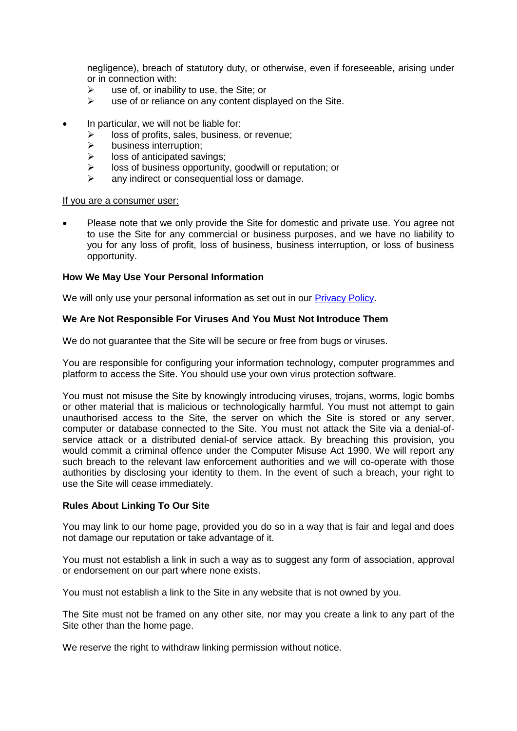negligence), breach of statutory duty, or otherwise, even if foreseeable, arising under or in connection with:

  - use of, or inability to use, the Site; or
  - use of or reliance on any content displayed on the Site.

- In particular, we will not be liable for:
  - loss of profits, sales, business, or revenue;
  - business interruption;
  - loss of anticipated savings;
  - loss of business opportunity, goodwill or reputation; or
  - any indirect or consequential loss or damage.

<u>If you are a consumer user:</u>

- Please note that we only provide the Site for domestic and private use. You agree not to use the Site for any commercial or business purposes, and we have no liability to you for any loss of profit, loss of business, business interruption, or loss of business opportunity.

**How We May Use Your Personal Information**

We will only use your personal information as set out in our [Privacy Policy](Privacy Policy).

**We Are Not Responsible For Viruses And You Must Not Introduce Them**

We do not guarantee that the Site will be secure or free from bugs or viruses.

You are responsible for configuring your information technology, computer programmes and platform to access the Site. You should use your own virus protection software.

You must not misuse the Site by knowingly introducing viruses, trojans, worms, logic bombs or other material that is malicious or technologically harmful. You must not attempt to gain unauthorised access to the Site, the server on which the Site is stored or any server, computer or database connected to the Site. You must not attack the Site via a denial-of-service attack or a distributed denial-of service attack. By breaching this provision, you would commit a criminal offence under the Computer Misuse Act 1990. We will report any such breach to the relevant law enforcement authorities and we will co-operate with those authorities by disclosing your identity to them. In the event of such a breach, your right to use the Site will cease immediately.

**Rules About Linking To Our Site**

You may link to our home page, provided you do so in a way that is fair and legal and does not damage our reputation or take advantage of it.

You must not establish a link in such a way as to suggest any form of association, approval or endorsement on our part where none exists.

You must not establish a link to the Site in any website that is not owned by you.

The Site must not be framed on any other site, nor may you create a link to any part of the Site other than the home page.

We reserve the right to withdraw linking permission without notice.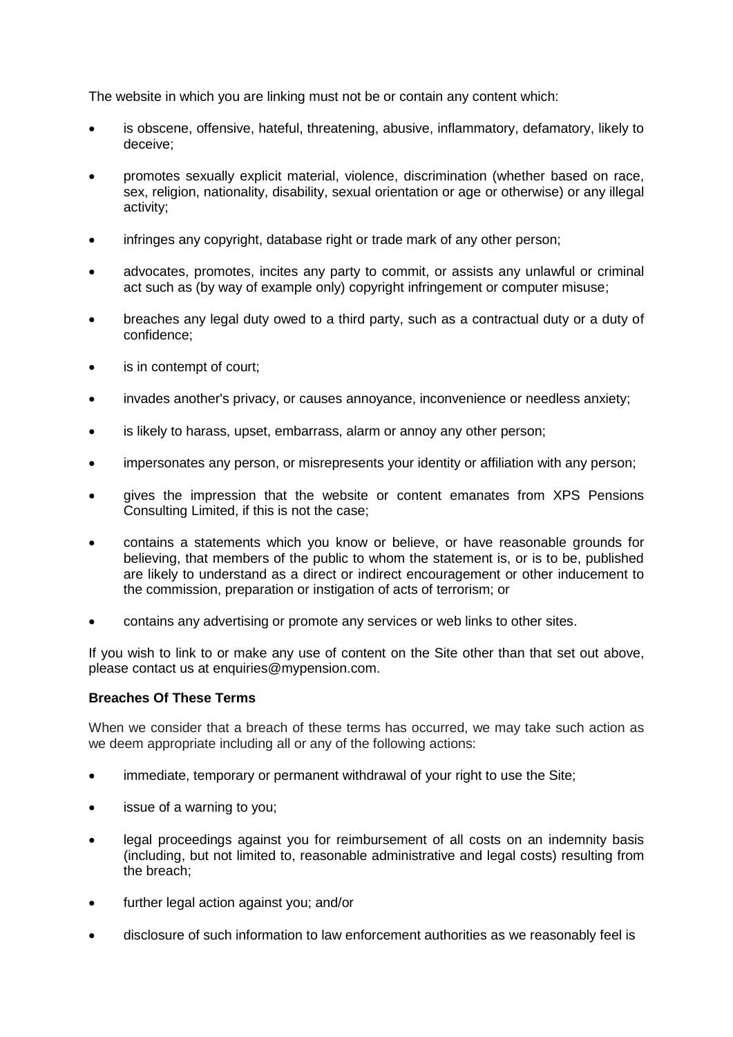The website in which you are linking must not be or contain any content which:

- is obscene, offensive, hateful, threatening, abusive, inflammatory, defamatory, likely to deceive;
- promotes sexually explicit material, violence, discrimination (whether based on race, sex, religion, nationality, disability, sexual orientation or age or otherwise) or any illegal activity;
- infringes any copyright, database right or trade mark of any other person;
- advocates, promotes, incites any party to commit, or assists any unlawful or criminal act such as (by way of example only) copyright infringement or computer misuse;
- breaches any legal duty owed to a third party, such as a contractual duty or a duty of confidence;
- is in contempt of court;
- invades another's privacy, or causes annoyance, inconvenience or needless anxiety;
- is likely to harass, upset, embarrass, alarm or annoy any other person;
- impersonates any person, or misrepresents your identity or affiliation with any person;
- gives the impression that the website or content emanates from XPS Pensions Consulting Limited, if this is not the case;
- contains a statements which you know or believe, or have reasonable grounds for believing, that members of the public to whom the statement is, or is to be, published are likely to understand as a direct or indirect encouragement or other inducement to the commission, preparation or instigation of acts of terrorism; or
- contains any advertising or promote any services or web links to other sites.

If you wish to link to or make any use of content on the Site other than that set out above, please contact us at enquiries@mypension.com.

**Breaches Of These Terms**

When we consider that a breach of these terms has occurred, we may take such action as we deem appropriate including all or any of the following actions:

- immediate, temporary or permanent withdrawal of your right to use the Site;
- issue of a warning to you;
- legal proceedings against you for reimbursement of all costs on an indemnity basis (including, but not limited to, reasonable administrative and legal costs) resulting from the breach;
- further legal action against you; and/or
- disclosure of such information to law enforcement authorities as we reasonably feel is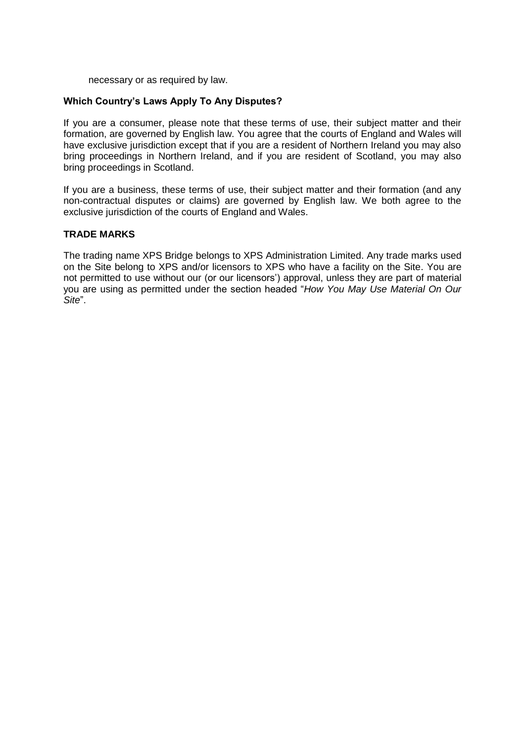necessary or as required by law.

### Which Country's Laws Apply To Any Disputes?

If you are a consumer, please note that these terms of use, their subject matter and their formation, are governed by English law. You agree that the courts of England and Wales will have exclusive jurisdiction except that if you are a resident of Northern Ireland you may also bring proceedings in Northern Ireland, and if you are resident of Scotland, you may also bring proceedings in Scotland.

If you are a business, these terms of use, their subject matter and their formation (and any non-contractual disputes or claims) are governed by English law. We both agree to the exclusive jurisdiction of the courts of England and Wales.

### TRADE MARKS

The trading name XPS Bridge belongs to XPS Administration Limited. Any trade marks used on the Site belong to XPS and/or licensors to XPS who have a facility on the Site. You are not permitted to use without our (or our licensors') approval, unless they are part of material you are using as permitted under the section headed "*How You May Use Material On Our Site*".